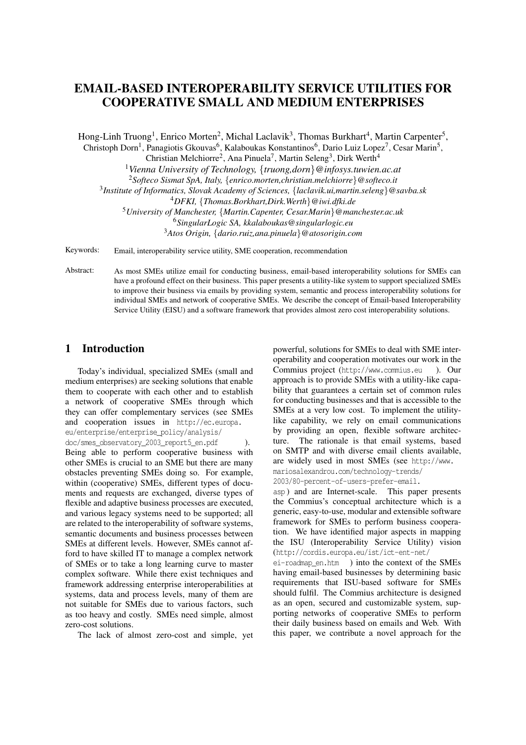# EMAIL-BASED INTEROPERABILITY SERVICE UTILITIES FOR COOPERATIVE SMALL AND MEDIUM ENTERPRISES

Hong-Linh Truong[1], Enrico Morten[2], Michal Laclavik[3], Thomas Burkhart[4], Martin Carpenter[5], Christoph Dorn[1], Panagiotis Gkouvas[6], Kalaboukas Konstantinos[6], Dario Luiz Lopez[7], Cesar Marin[5], Christian Melchiorre[2], Ana Pinuela[7], Martin Seleng[3], Dirk Werth[4]

[1]*Vienna University of Technology, {truong,dorn}@infosys.tuwien.ac.at*
[2]*Softeco Sismat SpA, Italy, {enrico.morten,christian.melchiorre}@softeco.it*
[3]*Institute of Informatics, Slovak Academy of Sciences, {laclavik.ui,martin.seleng}@savba.sk*
[4]*DFKI, {Thomas.Borkhart,Dirk.Werth}@iwi.dfki.de*
[5]*University of Manchester, {Martin.Capenter, Cesar.Marin}@manchester.ac.uk*
[6]*SingularLogic SA, kkalaboukas@singularlogic.eu*
[3]*Atos Origin, {dario.ruiz,ana.pinuela}@atosorigin.com*

Keywords: Email, interoperability service utility, SME cooperation, recommendation

Abstract: As most SMEs utilize email for conducting business, email-based interoperability solutions for SMEs can have a profound effect on their business. This paper presents a utility-like system to support specialized SMEs to improve their business via emails by providing system, semantic and process interoperability solutions for individual SMEs and network of cooperative SMEs. We describe the concept of Email-based Interoperability Service Utility (EISU) and a software framework that provides almost zero cost interoperability solutions.

## 1 Introduction

Today's individual, specialized SMEs (small and medium enterprises) are seeking solutions that enable them to cooperate with each other and to establish a network of cooperative SMEs through which they can offer complementary services (see SMEs and cooperation issues in http://ec.europa.eu/enterprise/enterprise_policy/analysis/doc/smes_observatory_2003_report5_en.pdf ). Being able to perform cooperative business with other SMEs is crucial to an SME but there are many obstacles preventing SMEs doing so. For example, within (cooperative) SMEs, different types of documents and requests are exchanged, diverse types of flexible and adaptive business processes are executed, and various legacy systems need to be supported; all are related to the interoperability of software systems, semantic documents and business processes between SMEs at different levels. However, SMEs cannot afford to have skilled IT to manage a complex network of SMEs or to take a long learning curve to master complex software. While there exist techniques and framework addressing enterprise interoperabilities at systems, data and process levels, many of them are not suitable for SMEs due to various factors, such as too heavy and costly. SMEs need simple, almost zero-cost solutions.

The lack of almost zero-cost and simple, yet powerful, solutions for SMEs to deal with SME interoperability and cooperation motivates our work in the Commius project (http://www.commius.eu ). Our approach is to provide SMEs with a utility-like capability that guarantees a certain set of common rules for conducting businesses and that is accessible to the SMEs at a very low cost. To implement the utility-like capability, we rely on email communications by providing an open, flexible software architecture. The rationale is that email systems, based on SMTP and with diverse email clients available, are widely used in most SMEs (see http://www.mariosalexandrou.com/technology-trends/2003/80-percent-of-users-prefer-email.asp) and are Internet-scale. This paper presents the Commius's conceptual architecture which is a generic, easy-to-use, modular and extensible software framework for SMEs to perform business cooperation. We have identified major aspects in mapping the ISU (Interoperability Service Utility) vision (http://cordis.europa.eu/ist/ict-ent-net/ei-roadmap_en.htm ) into the context of the SMEs having email-based businesses by determining basic requirements that ISU-based software for SMEs should fulfil. The Commius architecture is designed as an open, secured and customizable system, supporting networks of cooperative SMEs to perform their daily business based on emails and Web. With this paper, we contribute a novel approach for the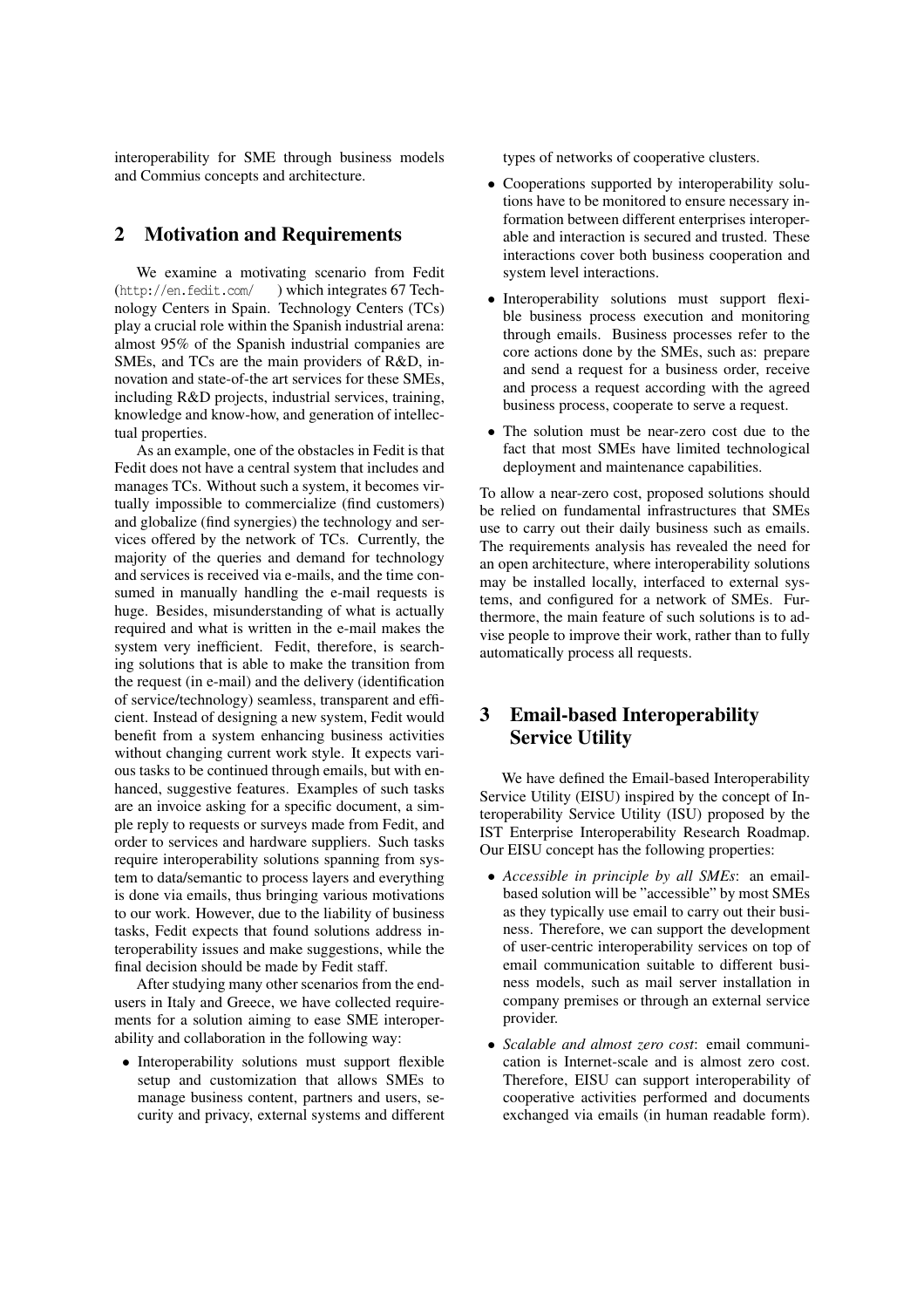interoperability for SME through business models and Commius concepts and architecture.

## 2 Motivation and Requirements

We examine a motivating scenario from Fedit (http://en.fedit.com/ ) which integrates 67 Technology Centers in Spain. Technology Centers (TCs) play a crucial role within the Spanish industrial arena: almost 95% of the Spanish industrial companies are SMEs, and TCs are the main providers of R&D, innovation and state-of-the art services for these SMEs, including R&D projects, industrial services, training, knowledge and know-how, and generation of intellectual properties.

As an example, one of the obstacles in Fedit is that Fedit does not have a central system that includes and manages TCs. Without such a system, it becomes virtually impossible to commercialize (find customers) and globalize (find synergies) the technology and services offered by the network of TCs. Currently, the majority of the queries and demand for technology and services is received via e-mails, and the time consumed in manually handling the e-mail requests is huge. Besides, misunderstanding of what is actually required and what is written in the e-mail makes the system very inefficient. Fedit, therefore, is searching solutions that is able to make the transition from the request (in e-mail) and the delivery (identification of service/technology) seamless, transparent and efficient. Instead of designing a new system, Fedit would benefit from a system enhancing business activities without changing current work style. It expects various tasks to be continued through emails, but with enhanced, suggestive features. Examples of such tasks are an invoice asking for a specific document, a simple reply to requests or surveys made from Fedit, and order to services and hardware suppliers. Such tasks require interoperability solutions spanning from system to data/semantic to process layers and everything is done via emails, thus bringing various motivations to our work. However, due to the liability of business tasks, Fedit expects that found solutions address interoperability issues and make suggestions, while the final decision should be made by Fedit staff.

After studying many other scenarios from the end-users in Italy and Greece, we have collected requirements for a solution aiming to ease SME interoperability and collaboration in the following way:

- Interoperability solutions must support flexible setup and customization that allows SMEs to manage business content, partners and users, security and privacy, external systems and different types of networks of cooperative clusters.
- Cooperations supported by interoperability solutions have to be monitored to ensure necessary information between different enterprises interoperable and interaction is secured and trusted. These interactions cover both business cooperation and system level interactions.
- Interoperability solutions must support flexible business process execution and monitoring through emails. Business processes refer to the core actions done by the SMEs, such as: prepare and send a request for a business order, receive and process a request according with the agreed business process, cooperate to serve a request.
- The solution must be near-zero cost due to the fact that most SMEs have limited technological deployment and maintenance capabilities.

To allow a near-zero cost, proposed solutions should be relied on fundamental infrastructures that SMEs use to carry out their daily business such as emails. The requirements analysis has revealed the need for an open architecture, where interoperability solutions may be installed locally, interfaced to external systems, and configured for a network of SMEs. Furthermore, the main feature of such solutions is to advise people to improve their work, rather than to fully automatically process all requests.

## 3 Email-based Interoperability Service Utility

We have defined the Email-based Interoperability Service Utility (EISU) inspired by the concept of Interoperability Service Utility (ISU) proposed by the IST Enterprise Interoperability Research Roadmap. Our EISU concept has the following properties:

- *Accessible in principle by all SMEs*: an email-based solution will be "accessible" by most SMEs as they typically use email to carry out their business. Therefore, we can support the development of user-centric interoperability services on top of email communication suitable to different business models, such as mail server installation in company premises or through an external service provider.
- *Scalable and almost zero cost*: email communication is Internet-scale and is almost zero cost. Therefore, EISU can support interoperability of cooperative activities performed and documents exchanged via emails (in human readable form).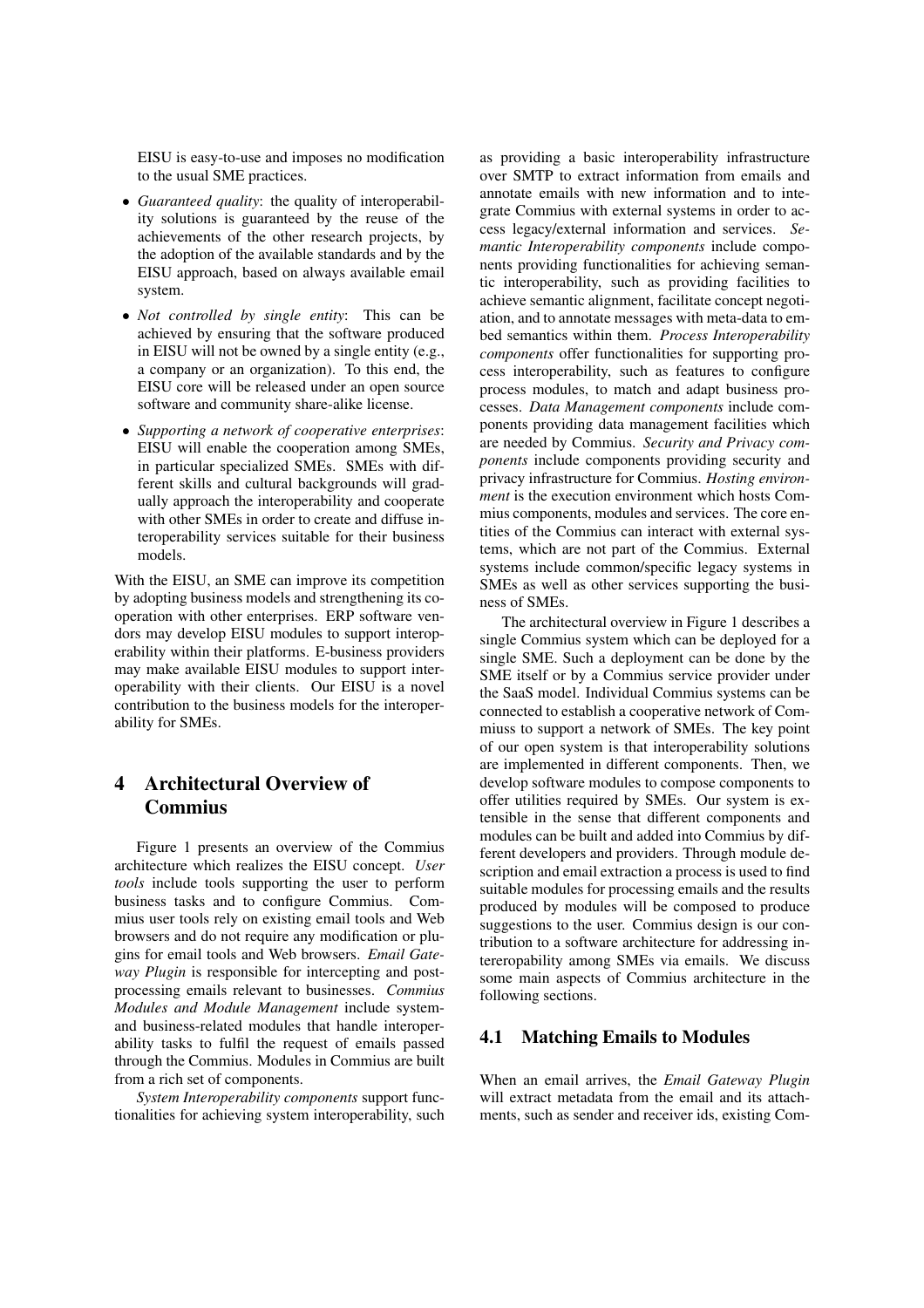EISU is easy-to-use and imposes no modification to the usual SME practices.

- *Guaranteed quality*: the quality of interoperability solutions is guaranteed by the reuse of the achievements of the other research projects, by the adoption of the available standards and by the EISU approach, based on always available email system.
- *Not controlled by single entity*: This can be achieved by ensuring that the software produced in EISU will not be owned by a single entity (e.g., a company or an organization). To this end, the EISU core will be released under an open source software and community share-alike license.
- *Supporting a network of cooperative enterprises*: EISU will enable the cooperation among SMEs, in particular specialized SMEs. SMEs with different skills and cultural backgrounds will gradually approach the interoperability and cooperate with other SMEs in order to create and diffuse interoperability services suitable for their business models.

With the EISU, an SME can improve its competition by adopting business models and strengthening its cooperation with other enterprises. ERP software vendors may develop EISU modules to support interoperability within their platforms. E-business providers may make available EISU modules to support interoperability with their clients. Our EISU is a novel contribution to the business models for the interoperability for SMEs.

# 4 Architectural Overview of Commius

Figure 1 presents an overview of the Commius architecture which realizes the EISU concept. *User tools* include tools supporting the user to perform business tasks and to configure Commius. Commius user tools rely on existing email tools and Web browsers and do not require any modification or plugins for email tools and Web browsers. *Email Gateway Plugin* is responsible for intercepting and postprocessing emails relevant to businesses. *Commius Modules and Module Management* include system- and business-related modules that handle interoperability tasks to fulfil the request of emails passed through the Commius. Modules in Commius are built from a rich set of components.

*System Interoperability components* support functionalities for achieving system interoperability, such as providing a basic interoperability infrastructure over SMTP to extract information from emails and annotate emails with new information and to integrate Commius with external systems in order to access legacy/external information and services. *Semantic Interoperability components* include components providing functionalities for achieving semantic interoperability, such as providing facilities to achieve semantic alignment, facilitate concept negotiation, and to annotate messages with meta-data to embed semantics within them. *Process Interoperability components* offer functionalities for supporting process interoperability, such as features to configure process modules, to match and adapt business processes. *Data Management components* include components providing data management facilities which are needed by Commius. *Security and Privacy components* include components providing security and privacy infrastructure for Commius. *Hosting environment* is the execution environment which hosts Commius components, modules and services. The core entities of the Commius can interact with external systems, which are not part of the Commius. External systems include common/specific legacy systems in SMEs as well as other services supporting the business of SMEs.

The architectural overview in Figure 1 describes a single Commius system which can be deployed for a single SME. Such a deployment can be done by the SME itself or by a Commius service provider under the SaaS model. Individual Commius systems can be connected to establish a cooperative network of Commiuss to support a network of SMEs. The key point of our open system is that interoperability solutions are implemented in different components. Then, we develop software modules to compose components to offer utilities required by SMEs. Our system is extensible in the sense that different components and modules can be built and added into Commius by different developers and providers. Through module description and email extraction a process is used to find suitable modules for processing emails and the results produced by modules will be composed to produce suggestions to the user. Commius design is our contribution to a software architecture for addressing intereropability among SMEs via emails. We discuss some main aspects of Commius architecture in the following sections.

## 4.1 Matching Emails to Modules

When an email arrives, the *Email Gateway Plugin* will extract metadata from the email and its attachments, such as sender and receiver ids, existing Com-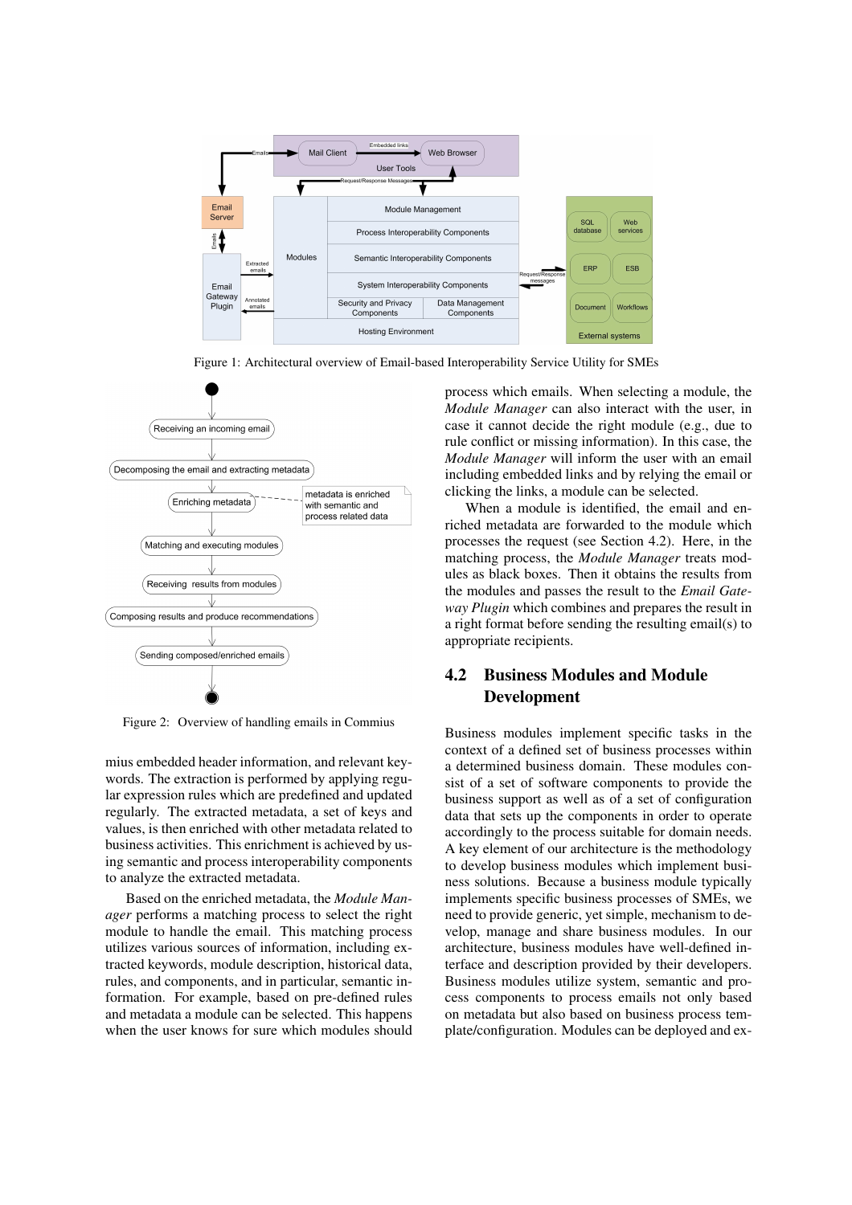Figure 1: Architectural overview of Email-based Interoperability Service Utility for SMEs

Figure 2: Overview of handling emails in Commius

mius embedded header information, and relevant keywords. The extraction is performed by applying regular expression rules which are predefined and updated regularly. The extracted metadata, a set of keys and values, is then enriched with other metadata related to business activities. This enrichment is achieved by using semantic and process interoperability components to analyze the extracted metadata.

Based on the enriched metadata, the *Module Manager* performs a matching process to select the right module to handle the email. This matching process utilizes various sources of information, including extracted keywords, module description, historical data, rules, and components, and in particular, semantic information. For example, based on pre-defined rules and metadata a module can be selected. This happens when the user knows for sure which modules should process which emails. When selecting a module, the *Module Manager* can also interact with the user, in case it cannot decide the right module (e.g., due to rule conflict or missing information). In this case, the *Module Manager* will inform the user with an email including embedded links and by relying the email or clicking the links, a module can be selected.

When a module is identified, the email and enriched metadata are forwarded to the module which processes the request (see Section 4.2). Here, in the matching process, the *Module Manager* treats modules as black boxes. Then it obtains the results from the modules and passes the result to the *Email Gateway Plugin* which combines and prepares the result in a right format before sending the resulting email(s) to appropriate recipients.

## 4.2 Business Modules and Module Development

Business modules implement specific tasks in the context of a defined set of business processes within a determined business domain. These modules consist of a set of software components to provide the business support as well as of a set of configuration data that sets up the components in order to operate accordingly to the process suitable for domain needs. A key element of our architecture is the methodology to develop business modules which implement business solutions. Because a business module typically implements specific business processes of SMEs, we need to provide generic, yet simple, mechanism to develop, manage and share business modules. In our architecture, business modules have well-defined interface and description provided by their developers. Business modules utilize system, semantic and process components to process emails not only based on metadata but also based on business process template/configuration. Modules can be deployed and ex-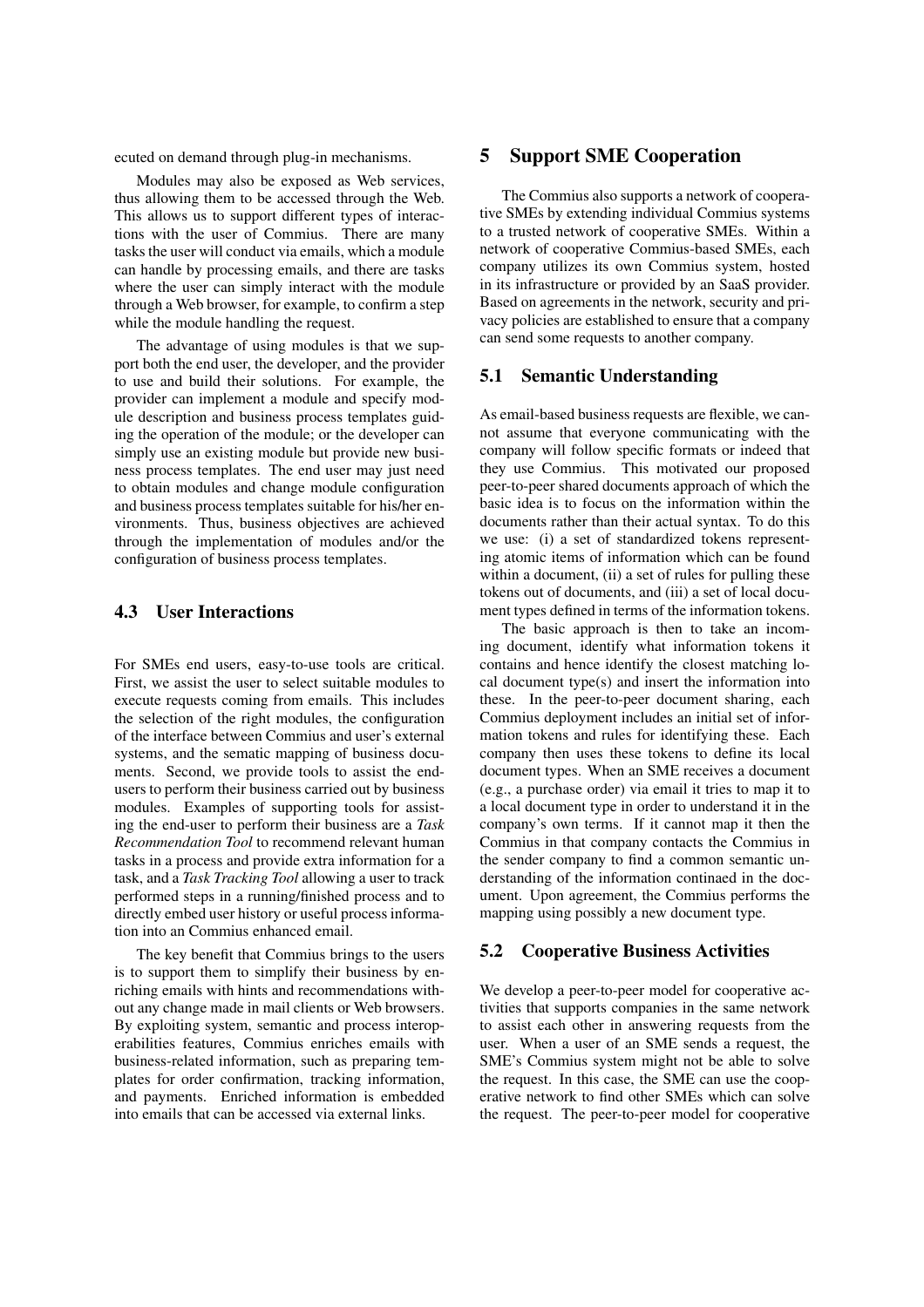ecuted on demand through plug-in mechanisms.

Modules may also be exposed as Web services, thus allowing them to be accessed through the Web. This allows us to support different types of interactions with the user of Commius. There are many tasks the user will conduct via emails, which a module can handle by processing emails, and there are tasks where the user can simply interact with the module through a Web browser, for example, to confirm a step while the module handling the request.

The advantage of using modules is that we support both the end user, the developer, and the provider to use and build their solutions. For example, the provider can implement a module and specify module description and business process templates guiding the operation of the module; or the developer can simply use an existing module but provide new business process templates. The end user may just need to obtain modules and change module configuration and business process templates suitable for his/her environments. Thus, business objectives are achieved through the implementation of modules and/or the configuration of business process templates.

### 4.3 User Interactions

For SMEs end users, easy-to-use tools are critical. First, we assist the user to select suitable modules to execute requests coming from emails. This includes the selection of the right modules, the configuration of the interface between Commius and user's external systems, and the sematic mapping of business documents. Second, we provide tools to assist the end-users to perform their business carried out by business modules. Examples of supporting tools for assisting the end-user to perform their business are a *Task Recommendation Tool* to recommend relevant human tasks in a process and provide extra information for a task, and a *Task Tracking Tool* allowing a user to track performed steps in a running/finished process and to directly embed user history or useful process information into an Commius enhanced email.

The key benefit that Commius brings to the users is to support them to simplify their business by enriching emails with hints and recommendations without any change made in mail clients or Web browsers. By exploiting system, semantic and process interoperabilities features, Commius enriches emails with business-related information, such as preparing templates for order confirmation, tracking information, and payments. Enriched information is embedded into emails that can be accessed via external links.

## 5 Support SME Cooperation

The Commius also supports a network of cooperative SMEs by extending individual Commius systems to a trusted network of cooperative SMEs. Within a network of cooperative Commius-based SMEs, each company utilizes its own Commius system, hosted in its infrastructure or provided by an SaaS provider. Based on agreements in the network, security and privacy policies are established to ensure that a company can send some requests to another company.

### 5.1 Semantic Understanding

As email-based business requests are flexible, we cannot assume that everyone communicating with the company will follow specific formats or indeed that they use Commius. This motivated our proposed peer-to-peer shared documents approach of which the basic idea is to focus on the information within the documents rather than their actual syntax. To do this we use: (i) a set of standardized tokens representing atomic items of information which can be found within a document, (ii) a set of rules for pulling these tokens out of documents, and (iii) a set of local document types defined in terms of the information tokens.

The basic approach is then to take an incoming document, identify what information tokens it contains and hence identify the closest matching local document type(s) and insert the information into these. In the peer-to-peer document sharing, each Commius deployment includes an initial set of information tokens and rules for identifying these. Each company then uses these tokens to define its local document types. When an SME receives a document (e.g., a purchase order) via email it tries to map it to a local document type in order to understand it in the company's own terms. If it cannot map it then the Commius in that company contacts the Commius in the sender company to find a common semantic understanding of the information continaed in the document. Upon agreement, the Commius performs the mapping using possibly a new document type.

### 5.2 Cooperative Business Activities

We develop a peer-to-peer model for cooperative activities that supports companies in the same network to assist each other in answering requests from the user. When a user of an SME sends a request, the SME's Commius system might not be able to solve the request. In this case, the SME can use the cooperative network to find other SMEs which can solve the request. The peer-to-peer model for cooperative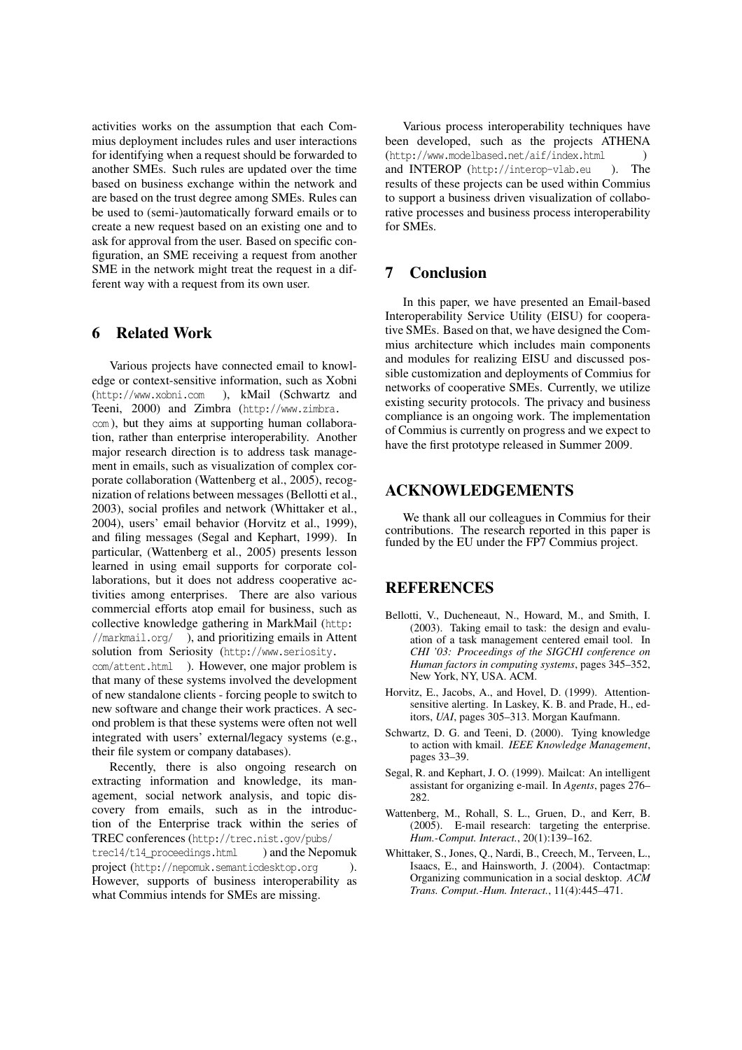activities works on the assumption that each Commius deployment includes rules and user interactions for identifying when a request should be forwarded to another SMEs. Such rules are updated over the time based on business exchange within the network and are based on the trust degree among SMEs. Rules can be used to (semi-)automatically forward emails or to create a new request based on an existing one and to ask for approval from the user. Based on specific configuration, an SME receiving a request from another SME in the network might treat the request in a different way with a request from its own user.

## 6 Related Work

Various projects have connected email to knowledge or context-sensitive information, such as Xobni (http://www.xobni.com ), kMail (Schwartz and Teeni, 2000) and Zimbra (http://www.zimbra.com), but they aims at supporting human collaboration, rather than enterprise interoperability. Another major research direction is to address task management in emails, such as visualization of complex corporate collaboration (Wattenberg et al., 2005), recognization of relations between messages (Bellotti et al., 2003), social profiles and network (Whittaker et al., 2004), users' email behavior (Horvitz et al., 1999), and filing messages (Segal and Kephart, 1999). In particular, (Wattenberg et al., 2005) presents lesson learned in using email supports for corporate collaborations, but it does not address cooperative activities among enterprises. There are also various commercial efforts atop email for business, such as collective knowledge gathering in MarkMail (http://markmail.org/ ), and prioritizing emails in Attent solution from Seriosity (http://www.seriosity.com/attent.html ). However, one major problem is that many of these systems involved the development of new standalone clients - forcing people to switch to new software and change their work practices. A second problem is that these systems were often not well integrated with users' external/legacy systems (e.g., their file system or company databases).

Recently, there is also ongoing research on extracting information and knowledge, its management, social network analysis, and topic discovery from emails, such as in the introduction of the Enterprise track within the series of TREC conferences (http://trec.nist.gov/pubs/trec14/t14_proceedings.html ) and the Nepomuk project (http://nepomuk.semanticdesktop.org ). However, supports of business interoperability as what Commius intends for SMEs are missing.

Various process interoperability techniques have been developed, such as the projects ATHENA (http://www.modelbased.net/aif/index.html ) and INTEROP (http://interop-vlab.eu ). The results of these projects can be used within Commius to support a business driven visualization of collaborative processes and business process interoperability for SMEs.

## 7 Conclusion

In this paper, we have presented an Email-based Interoperability Service Utility (EISU) for cooperative SMEs. Based on that, we have designed the Commius architecture which includes main components and modules for realizing EISU and discussed possible customization and deployments of Commius for networks of cooperative SMEs. Currently, we utilize existing security protocols. The privacy and business compliance is an ongoing work. The implementation of Commius is currently on progress and we expect to have the first prototype released in Summer 2009.

## ACKNOWLEDGEMENTS

We thank all our colleagues in Commius for their contributions. The research reported in this paper is funded by the EU under the FP7 Commius project.

## REFERENCES

Bellotti, V., Ducheneaut, N., Howard, M., and Smith, I. (2003). Taking email to task: the design and evaluation of a task management centered email tool. In *CHI '03: Proceedings of the SIGCHI conference on Human factors in computing systems*, pages 345–352, New York, NY, USA. ACM.

Horvitz, E., Jacobs, A., and Hovel, D. (1999). Attention-sensitive alerting. In Laskey, K. B. and Prade, H., editors, *UAI*, pages 305–313. Morgan Kaufmann.

Schwartz, D. G. and Teeni, D. (2000). Tying knowledge to action with kmail. *IEEE Knowledge Management*, pages 33–39.

Segal, R. and Kephart, J. O. (1999). Mailcat: An intelligent assistant for organizing e-mail. In *Agents*, pages 276–282.

Wattenberg, M., Rohall, S. L., Gruen, D., and Kerr, B. (2005). E-mail research: targeting the enterprise. *Hum.-Comput. Interact.*, 20(1):139–162.

Whittaker, S., Jones, Q., Nardi, B., Creech, M., Terveen, L., Isaacs, E., and Hainsworth, J. (2004). Contactmap: Organizing communication in a social desktop. *ACM Trans. Comput.-Hum. Interact.*, 11(4):445–471.